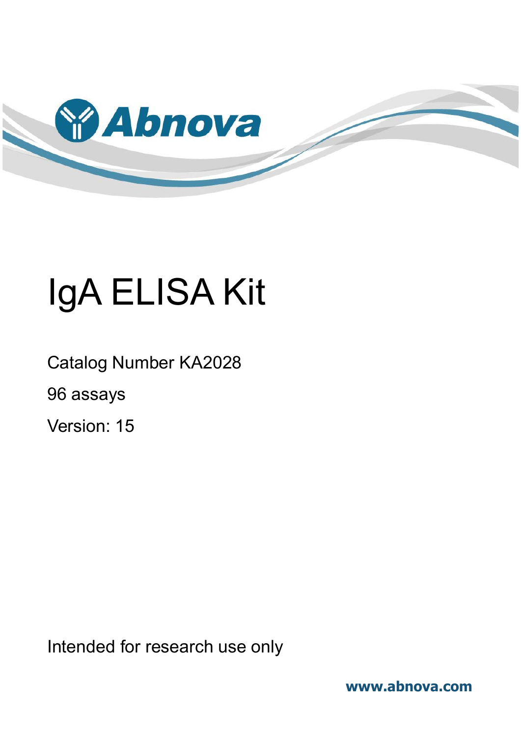Abnova

# IgA ELISA Kit

Catalog Number KA2028

96 assays

Version: 15

Intended for research use only

www.abnova.com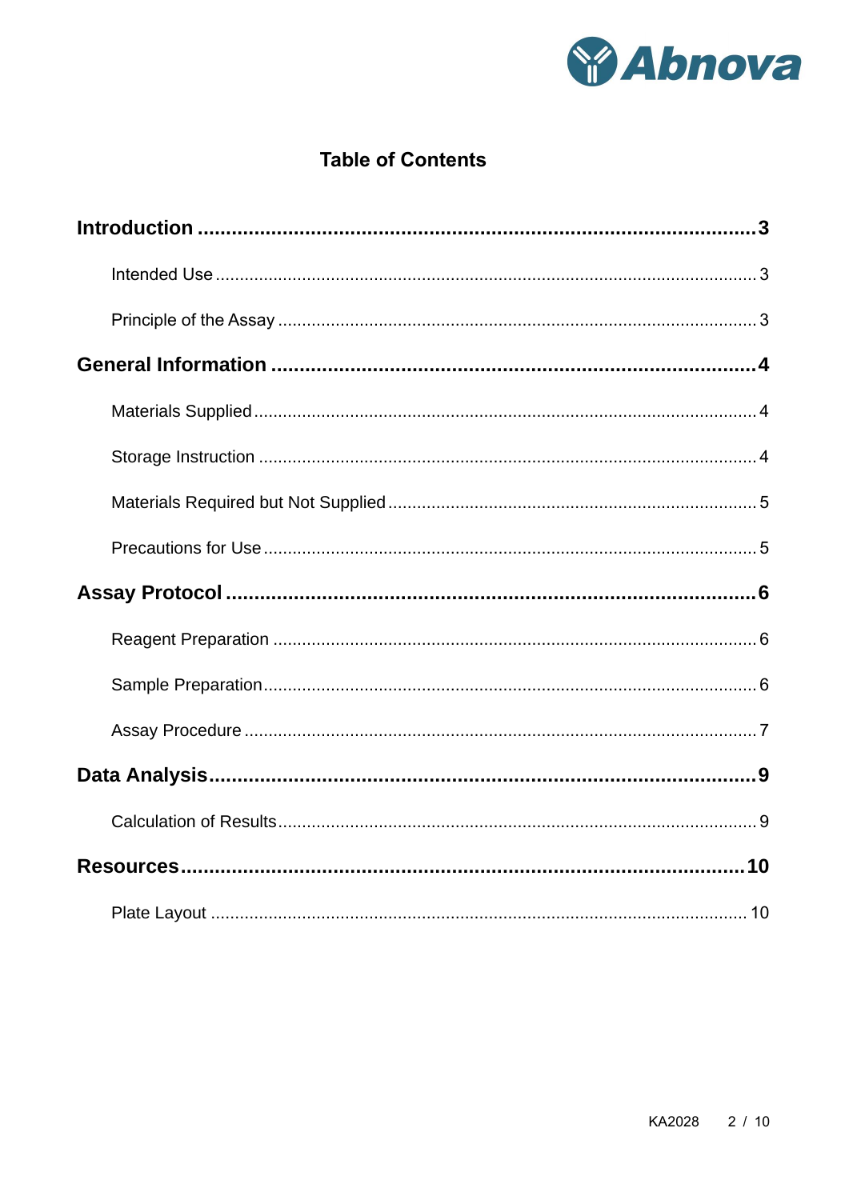# Table of Contents

**Introduction ..................................................................................... 3**

Intended Use ..................................................................................... 3

Principle of the Assay ..................................................................................... 3

**General Information ..................................................................................... 4**

Materials Supplied ..................................................................................... 4

Storage Instruction ..................................................................................... 4

Materials Required but Not Supplied ..................................................................................... 5

Precautions for Use ..................................................................................... 5

**Assay Protocol ..................................................................................... 6**

Reagent Preparation ..................................................................................... 6

Sample Preparation ..................................................................................... 6

Assay Procedure ..................................................................................... 7

**Data Analysis ..................................................................................... 9**

Calculation of Results ..................................................................................... 9

**Resources ..................................................................................... 10**

Plate Layout ..................................................................................... 10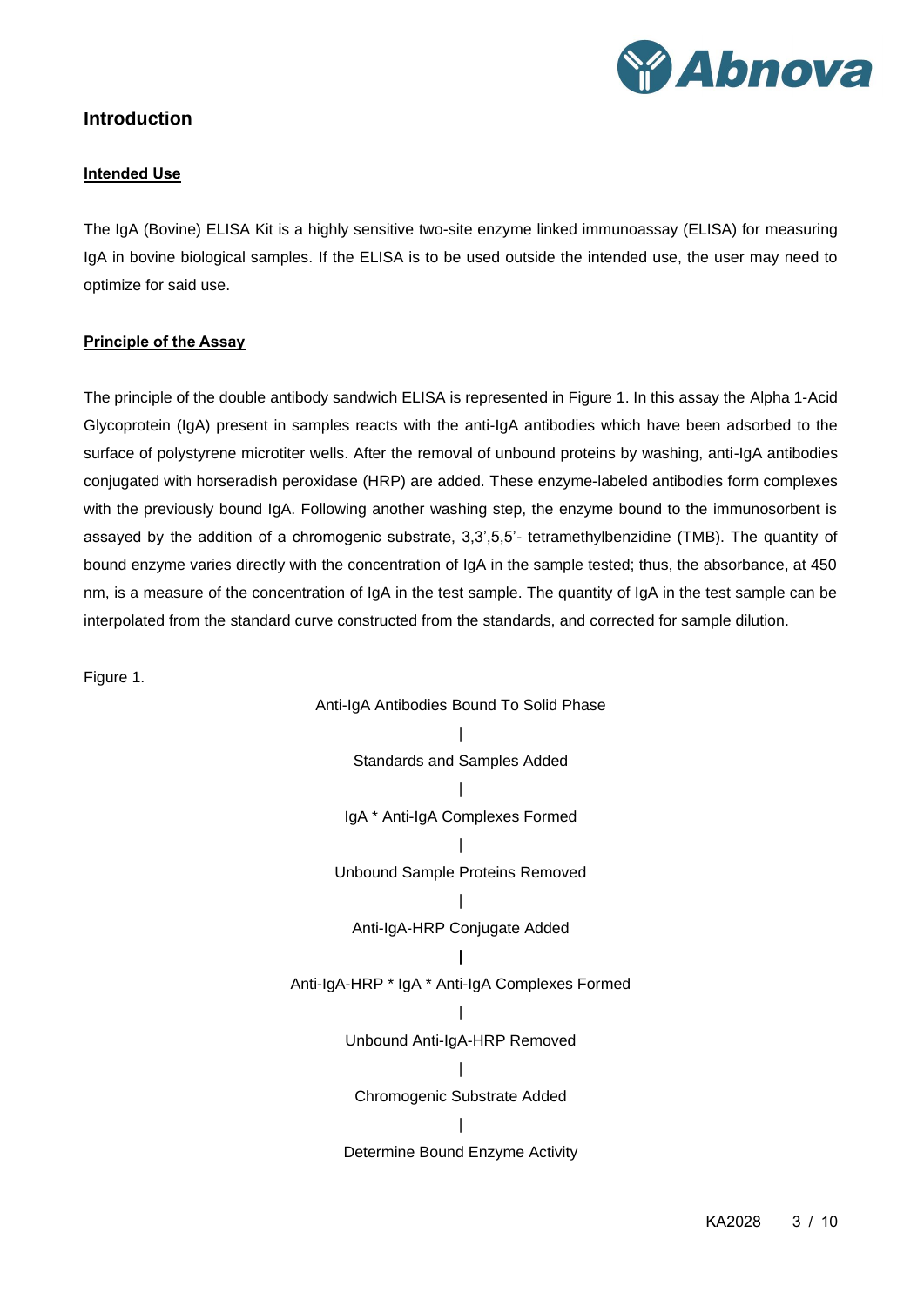## Introduction

### Intended Use

The IgA (Bovine) ELISA Kit is a highly sensitive two-site enzyme linked immunoassay (ELISA) for measuring IgA in bovine biological samples. If the ELISA is to be used outside the intended use, the user may need to optimize for said use.

### Principle of the Assay

The principle of the double antibody sandwich ELISA is represented in Figure 1. In this assay the Alpha 1-Acid Glycoprotein (IgA) present in samples reacts with the anti-IgA antibodies which have been adsorbed to the surface of polystyrene microtiter wells. After the removal of unbound proteins by washing, anti-IgA antibodies conjugated with horseradish peroxidase (HRP) are added. These enzyme-labeled antibodies form complexes with the previously bound IgA. Following another washing step, the enzyme bound to the immunosorbent is assayed by the addition of a chromogenic substrate, 3,3',5,5'- tetramethylbenzidine (TMB). The quantity of bound enzyme varies directly with the concentration of IgA in the sample tested; thus, the absorbance, at 450 nm, is a measure of the concentration of IgA in the test sample. The quantity of IgA in the test sample can be interpolated from the standard curve constructed from the standards, and corrected for sample dilution.

Figure 1.

Anti-IgA Antibodies Bound To Solid Phase

|

Standards and Samples Added

|

IgA * Anti-IgA Complexes Formed

|

Unbound Sample Proteins Removed

|

Anti-IgA-HRP Conjugate Added

|

Anti-IgA-HRP * IgA * Anti-IgA Complexes Formed

|

Unbound Anti-IgA-HRP Removed

|

Chromogenic Substrate Added

|

Determine Bound Enzyme Activity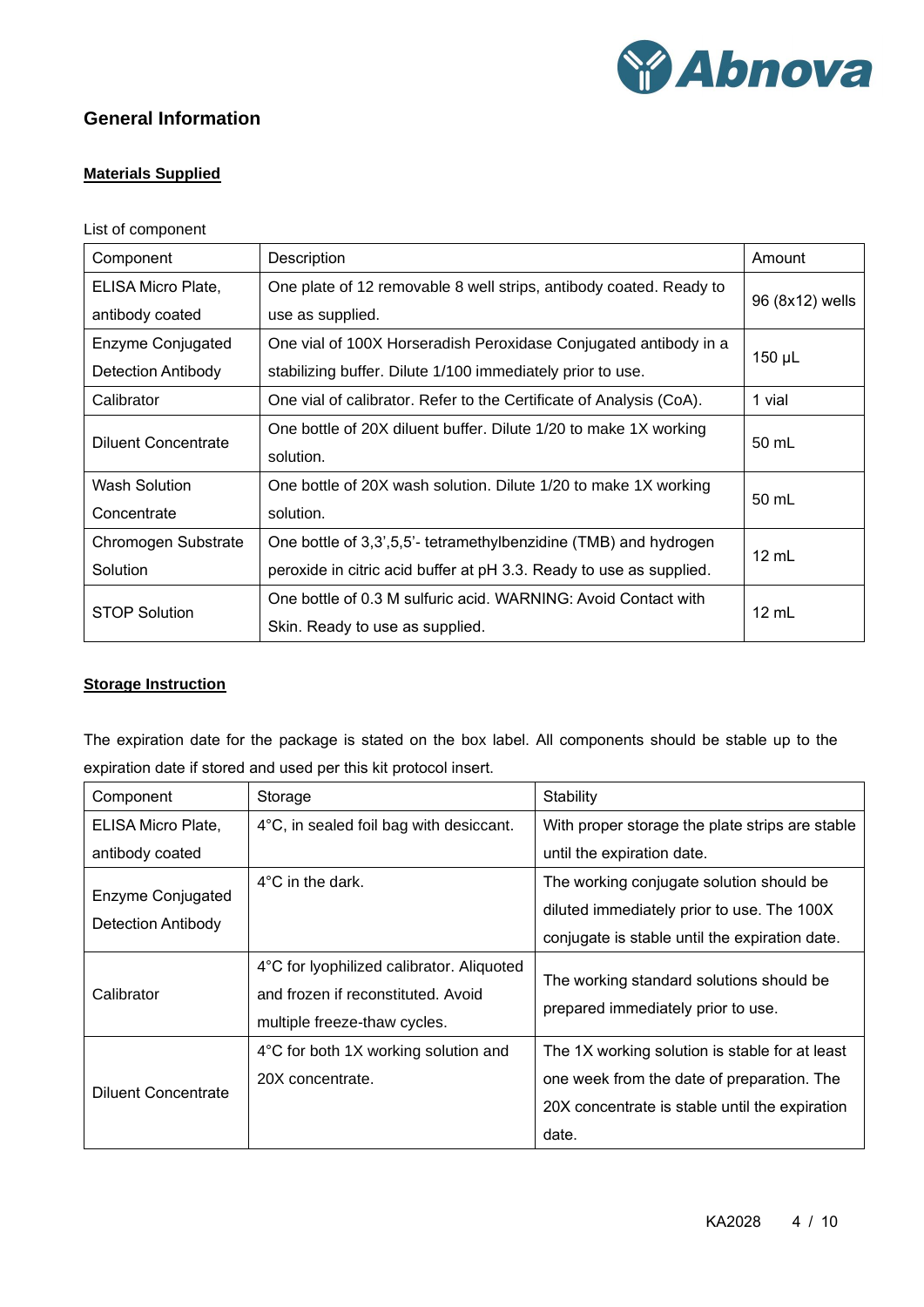## General Information

### Materials Supplied

List of component

| Component | Description | Amount |
|---|---|---|
| ELISA Micro Plate, antibody coated | One plate of 12 removable 8 well strips, antibody coated. Ready to use as supplied. | 96 (8x12) wells |
| Enzyme Conjugated Detection Antibody | One vial of 100X Horseradish Peroxidase Conjugated antibody in a stabilizing buffer. Dilute 1/100 immediately prior to use. | 150 μL |
| Calibrator | One vial of calibrator. Refer to the Certificate of Analysis (CoA). | 1 vial |
| Diluent Concentrate | One bottle of 20X diluent buffer. Dilute 1/20 to make 1X working solution. | 50 mL |
| Wash Solution Concentrate | One bottle of 20X wash solution. Dilute 1/20 to make 1X working solution. | 50 mL |
| Chromogen Substrate Solution | One bottle of 3,3',5,5'- tetramethylbenzidine (TMB) and hydrogen peroxide in citric acid buffer at pH 3.3. Ready to use as supplied. | 12 mL |
| STOP Solution | One bottle of 0.3 M sulfuric acid. WARNING: Avoid Contact with Skin. Ready to use as supplied. | 12 mL |

### Storage Instruction

The expiration date for the package is stated on the box label. All components should be stable up to the expiration date if stored and used per this kit protocol insert.

| Component | Storage | Stability |
|---|---|---|
| ELISA Micro Plate, antibody coated | 4°C, in sealed foil bag with desiccant. | With proper storage the plate strips are stable until the expiration date. |
| Enzyme Conjugated Detection Antibody | 4°C in the dark. | The working conjugate solution should be diluted immediately prior to use. The 100X conjugate is stable until the expiration date. |
| Calibrator | 4°C for lyophilized calibrator. Aliquoted and frozen if reconstituted. Avoid multiple freeze-thaw cycles. | The working standard solutions should be prepared immediately prior to use. |
| Diluent Concentrate | 4°C for both 1X working solution and 20X concentrate. | The 1X working solution is stable for at least one week from the date of preparation. The 20X concentrate is stable until the expiration date. |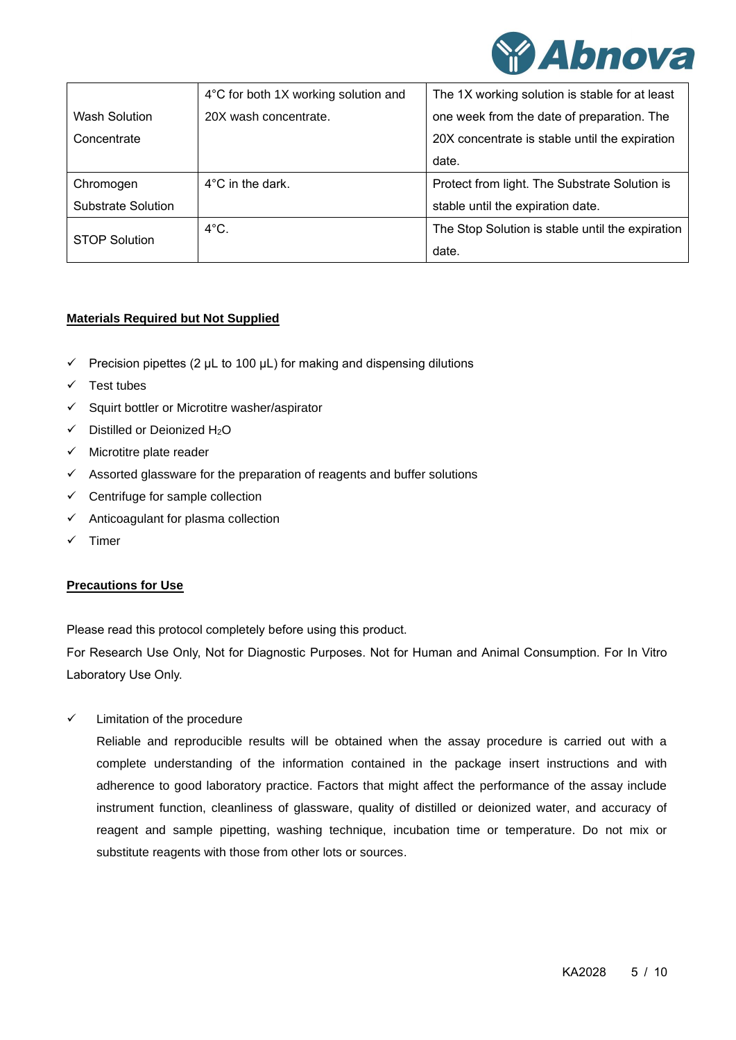| Wash Solution Concentrate | 4°C for both 1X working solution and 20X wash concentrate. | The 1X working solution is stable for at least one week from the date of preparation. The 20X concentrate is stable until the expiration date. |
|---|---|---|
| Chromogen Substrate Solution | 4°C in the dark. | Protect from light. The Substrate Solution is stable until the expiration date. |
| STOP Solution | 4°C. | The Stop Solution is stable until the expiration date. |

**Materials Required but Not Supplied**

- ✓ Precision pipettes (2 µL to 100 µL) for making and dispensing dilutions
- ✓ Test tubes
- ✓ Squirt bottler or Microtitre washer/aspirator
- ✓ Distilled or Deionized $H_2O$
- ✓ Microtitre plate reader
- ✓ Assorted glassware for the preparation of reagents and buffer solutions
- ✓ Centrifuge for sample collection
- ✓ Anticoagulant for plasma collection
- ✓ Timer

**Precautions for Use**

Please read this protocol completely before using this product.
For Research Use Only, Not for Diagnostic Purposes. Not for Human and Animal Consumption. For In Vitro Laboratory Use Only.

- ✓ Limitation of the procedure

  Reliable and reproducible results will be obtained when the assay procedure is carried out with a complete understanding of the information contained in the package insert instructions and with adherence to good laboratory practice. Factors that might affect the performance of the assay include instrument function, cleanliness of glassware, quality of distilled or deionized water, and accuracy of reagent and sample pipetting, washing technique, incubation time or temperature. Do not mix or substitute reagents with those from other lots or sources.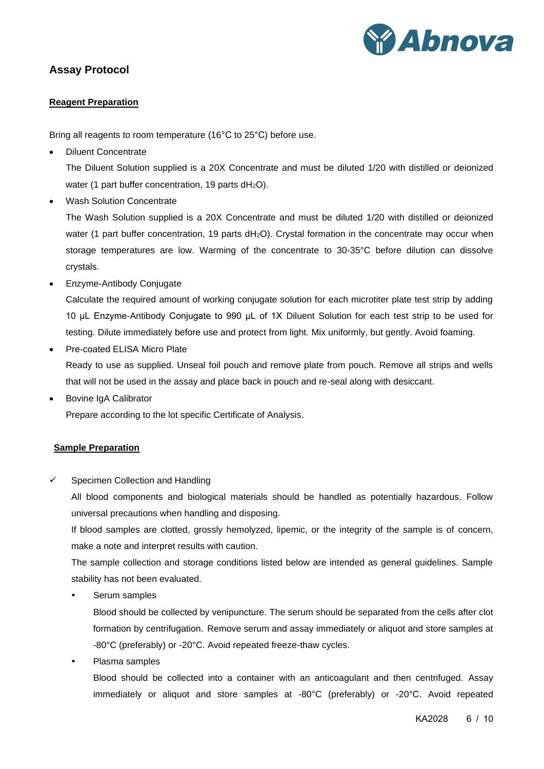## Assay Protocol

### Reagent Preparation

Bring all reagents to room temperature (16°C to 25°C) before use.

- Diluent Concentrate

  The Diluent Solution supplied is a 20X Concentrate and must be diluted 1/20 with distilled or deionized water (1 part buffer concentration, 19 parts $dH_2O$).

- Wash Solution Concentrate

  The Wash Solution supplied is a 20X Concentrate and must be diluted 1/20 with distilled or deionized water (1 part buffer concentration, 19 parts $dH_2O$). Crystal formation in the concentrate may occur when storage temperatures are low. Warming of the concentrate to 30-35°C before dilution can dissolve crystals.

- Enzyme-Antibody Conjugate

  Calculate the required amount of working conjugate solution for each microtiter plate test strip by adding 10 μL Enzyme-Antibody Conjugate to 990 μL of 1X Diluent Solution for each test strip to be used for testing. Dilute immediately before use and protect from light. Mix uniformly, but gently. Avoid foaming.

- Pre-coated ELISA Micro Plate

  Ready to use as supplied. Unseal foil pouch and remove plate from pouch. Remove all strips and wells that will not be used in the assay and place back in pouch and re-seal along with desiccant.

- Bovine IgA Calibrator

  Prepare according to the lot specific Certificate of Analysis.

### Sample Preparation

- ✓ Specimen Collection and Handling

  All blood components and biological materials should be handled as potentially hazardous. Follow universal precautions when handling and disposing.

  If blood samples are clotted, grossly hemolyzed, lipemic, or the integrity of the sample is of concern, make a note and interpret results with caution.

  The sample collection and storage conditions listed below are intended as general guidelines. Sample stability has not been evaluated.

  - Serum samples

    Blood should be collected by venipuncture. The serum should be separated from the cells after clot formation by centrifugation. Remove serum and assay immediately or aliquot and store samples at -80°C (preferably) or -20°C. Avoid repeated freeze-thaw cycles.

  - Plasma samples

    Blood should be collected into a container with an anticoagulant and then centrifuged. Assay immediately or aliquot and store samples at -80°C (preferably) or -20°C. Avoid repeated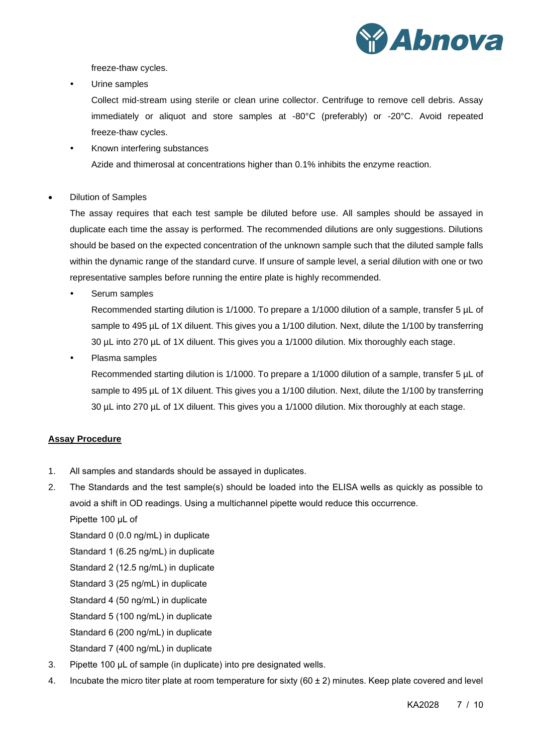freeze-thaw cycles.

- Urine samples

  Collect mid-stream using sterile or clean urine collector. Centrifuge to remove cell debris. Assay immediately or aliquot and store samples at -80°C (preferably) or -20°C. Avoid repeated freeze-thaw cycles.

- Known interfering substances

  Azide and thimerosal at concentrations higher than 0.1% inhibits the enzyme reaction.

- Dilution of Samples

  The assay requires that each test sample be diluted before use. All samples should be assayed in duplicate each time the assay is performed. The recommended dilutions are only suggestions. Dilutions should be based on the expected concentration of the unknown sample such that the diluted sample falls within the dynamic range of the standard curve. If unsure of sample level, a serial dilution with one or two representative samples before running the entire plate is highly recommended.

  - Serum samples

    Recommended starting dilution is 1/1000. To prepare a 1/1000 dilution of a sample, transfer 5 µL of sample to 495 µL of 1X diluent. This gives you a 1/100 dilution. Next, dilute the 1/100 by transferring 30 µL into 270 µL of 1X diluent. This gives you a 1/1000 dilution. Mix thoroughly each stage.

  - Plasma samples

    Recommended starting dilution is 1/1000. To prepare a 1/1000 dilution of a sample, transfer 5 µL of sample to 495 µL of 1X diluent. This gives you a 1/100 dilution. Next, dilute the 1/100 by transferring 30 µL into 270 µL of 1X diluent. This gives you a 1/1000 dilution. Mix thoroughly at each stage.

## Assay Procedure

1. All samples and standards should be assayed in duplicates.
2. The Standards and the test sample(s) should be loaded into the ELISA wells as quickly as possible to avoid a shift in OD readings. Using a multichannel pipette would reduce this occurrence.

   Pipette 100 µL of

   Standard 0 (0.0 ng/mL) in duplicate

   Standard 1 (6.25 ng/mL) in duplicate

   Standard 2 (12.5 ng/mL) in duplicate

   Standard 3 (25 ng/mL) in duplicate

   Standard 4 (50 ng/mL) in duplicate

   Standard 5 (100 ng/mL) in duplicate

   Standard 6 (200 ng/mL) in duplicate

   Standard 7 (400 ng/mL) in duplicate
3. Pipette 100 µL of sample (in duplicate) into pre designated wells.
4. Incubate the micro titer plate at room temperature for sixty (60 ± 2) minutes. Keep plate covered and level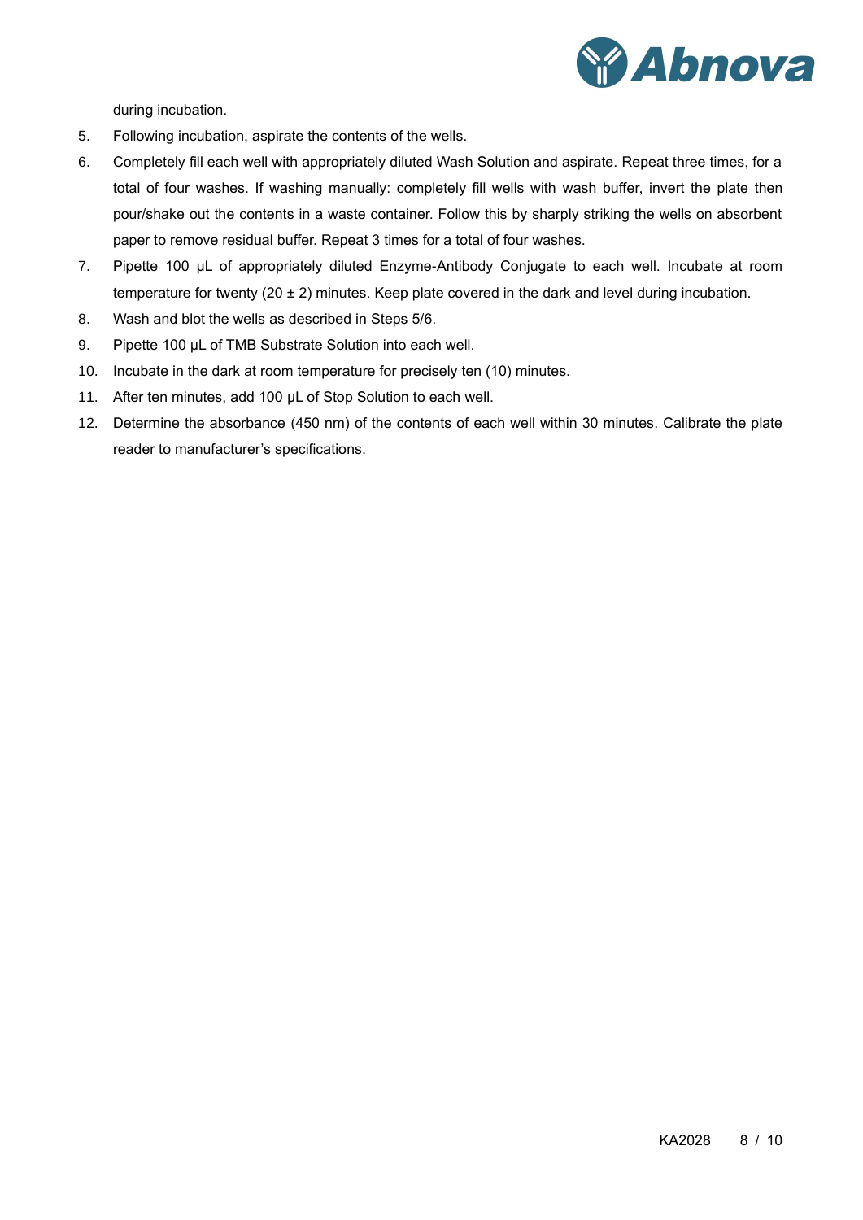during incubation.

5. Following incubation, aspirate the contents of the wells.
6. Completely fill each well with appropriately diluted Wash Solution and aspirate. Repeat three times, for a total of four washes. If washing manually: completely fill wells with wash buffer, invert the plate then pour/shake out the contents in a waste container. Follow this by sharply striking the wells on absorbent paper to remove residual buffer. Repeat 3 times for a total of four washes.
7. Pipette 100 µL of appropriately diluted Enzyme-Antibody Conjugate to each well. Incubate at room temperature for twenty (20 ± 2) minutes. Keep plate covered in the dark and level during incubation.
8. Wash and blot the wells as described in Steps 5/6.
9. Pipette 100 µL of TMB Substrate Solution into each well.
10. Incubate in the dark at room temperature for precisely ten (10) minutes.
11. After ten minutes, add 100 µL of Stop Solution to each well.
12. Determine the absorbance (450 nm) of the contents of each well within 30 minutes. Calibrate the plate reader to manufacturer's specifications.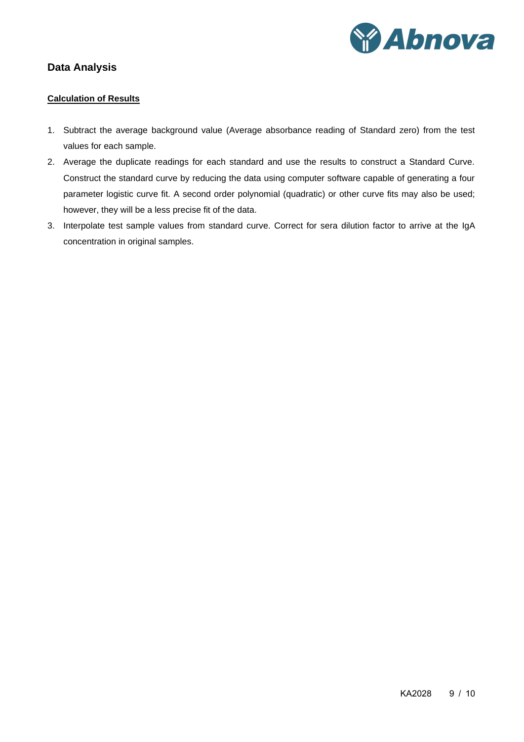## Data Analysis

### Calculation of Results

1. Subtract the average background value (Average absorbance reading of Standard zero) from the test values for each sample.
2. Average the duplicate readings for each standard and use the results to construct a Standard Curve. Construct the standard curve by reducing the data using computer software capable of generating a four parameter logistic curve fit. A second order polynomial (quadratic) or other curve fits may also be used; however, they will be a less precise fit of the data.
3. Interpolate test sample values from standard curve. Correct for sera dilution factor to arrive at the IgA concentration in original samples.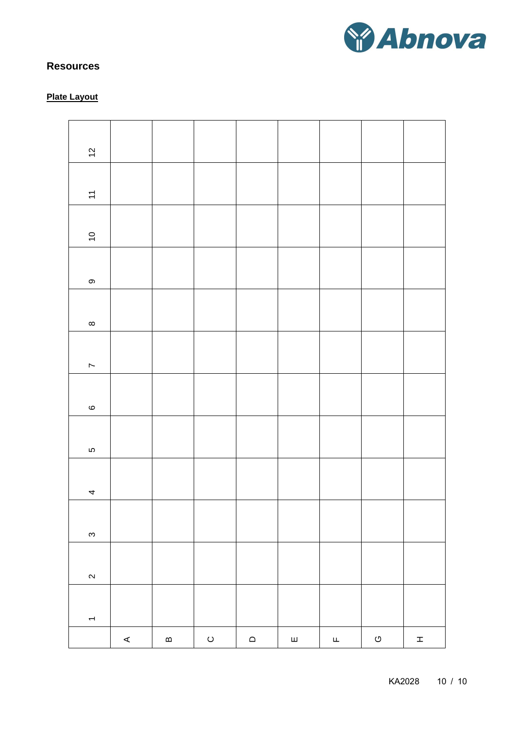## Resources

**Plate Layout**

| | 1 | 2 | 3 | 4 | 5 | 6 | 7 | 8 | 9 | 10 | 11 | 12 |
|---|---|---|---|---|---|---|---|---|---|---|---|---|
| A | | | | | | | | | | | | |
| B | | | | | | | | | | | | |
| C | | | | | | | | | | | | |
| D | | | | | | | | | | | | |
| E | | | | | | | | | | | | |
| F | | | | | | | | | | | | |
| G | | | | | | | | | | | | |
| H | | | | | | | | | | | | |